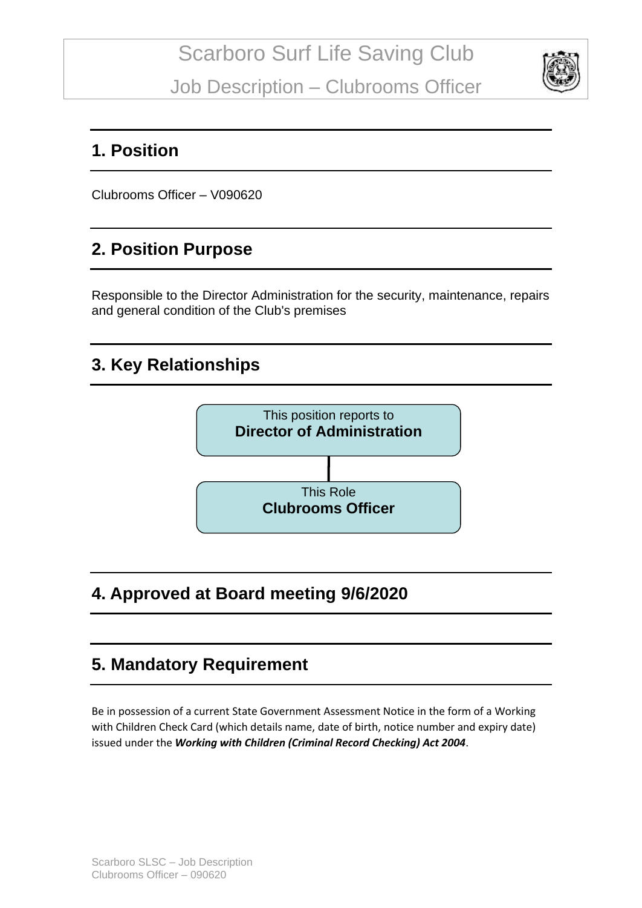# Scarboro Surf Life Saving Club

## Job Description – Clubrooms Officer

## 1. Position

Clubrooms Officer – V090620

## 2. Position Purpose

Responsible to the Director Administration for the security, maintenance, repairs and general condition of the Club's premises

## 3. Key Relationships

This position reports to
**Director of Administration**

This Role
**Clubrooms Officer**

## 4. Approved at Board meeting 9/6/2020

## 5. Mandatory Requirement

Be in possession of a current State Government Assessment Notice in the form of a Working with Children Check Card (which details name, date of birth, notice number and expiry date) issued under the ***Working with Children (Criminal Record Checking) Act 2004***.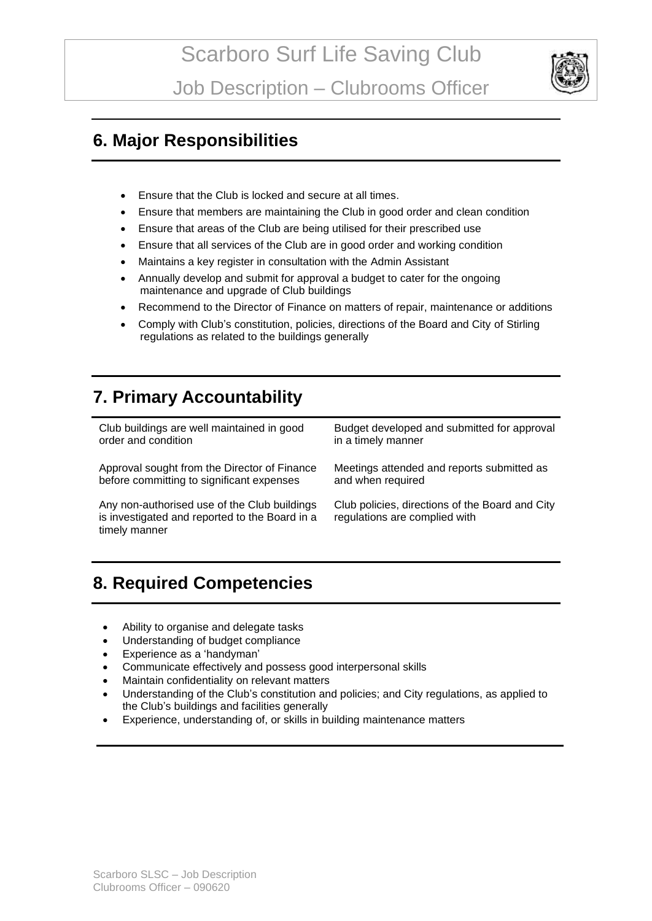## 6. Major Responsibilities

- Ensure that the Club is locked and secure at all times.
- Ensure that members are maintaining the Club in good order and clean condition
- Ensure that areas of the Club are being utilised for their prescribed use
- Ensure that all services of the Club are in good order and working condition
- Maintains a key register in consultation with the Admin Assistant
- Annually develop and submit for approval a budget to cater for the ongoing maintenance and upgrade of Club buildings
- Recommend to the Director of Finance on matters of repair, maintenance or additions
- Comply with Club's constitution, policies, directions of the Board and City of Stirling regulations as related to the buildings generally

## 7. Primary Accountability

| | |
|---|---|
| Club buildings are well maintained in good order and condition | Budget developed and submitted for approval in a timely manner |
| Approval sought from the Director of Finance before committing to significant expenses | Meetings attended and reports submitted as and when required |
| Any non-authorised use of the Club buildings is investigated and reported to the Board in a timely manner | Club policies, directions of the Board and City regulations are complied with |

## 8. Required Competencies

- Ability to organise and delegate tasks
- Understanding of budget compliance
- Experience as a 'handyman'
- Communicate effectively and possess good interpersonal skills
- Maintain confidentiality on relevant matters
- Understanding of the Club's constitution and policies; and City regulations, as applied to the Club's buildings and facilities generally
- Experience, understanding of, or skills in building maintenance matters